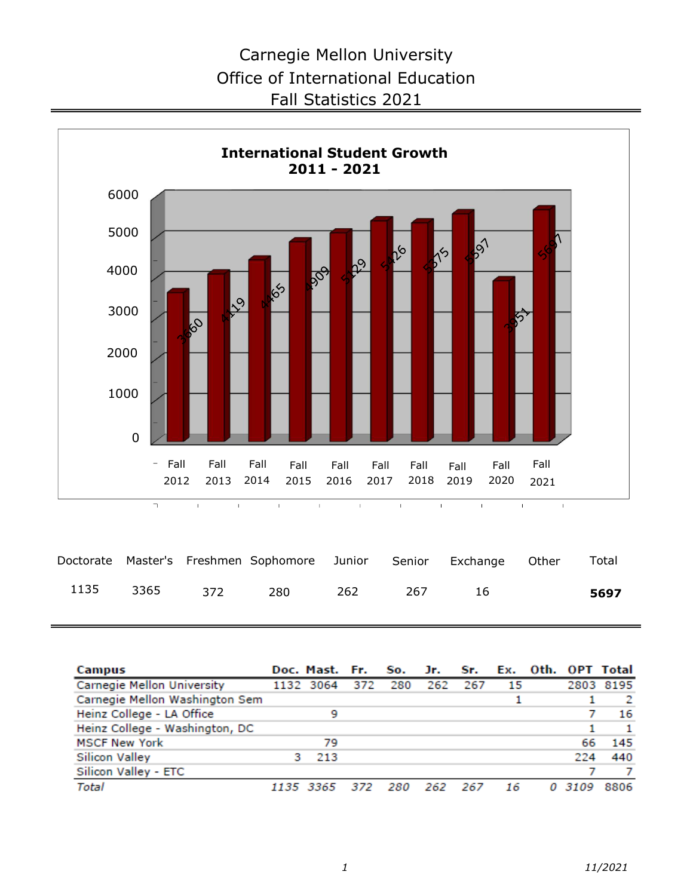# Carnegie Mellon University
# Office of International Education
# Fall Statistics 2021

**International Student Growth 2011 - 2021**

| | Fall 2012 | Fall 2013 | Fall 2014 | Fall 2015 | Fall 2016 | Fall 2017 | Fall 2018 | Fall 2019 | Fall 2020 | Fall 2021 |
|---|---|---|---|---|---|---|---|---|---|---|
| Students | 3660 | 4119 | 4465 | 4909 | 5129 | 5426 | 5375 | 5597 | 3951 | 5697 |

| Doctorate | Master's | Freshmen | Sophomore | Junior | Senior | Exchange | Other | Total |
|---|---|---|---|---|---|---|---|---|
| 1135 | 3365 | 372 | 280 | 262 | 267 | 16 | | **5697** |

| Campus | Doc. | Mast. | Fr. | So. | Jr. | Sr. | Ex. | Oth. | OPT | Total |
|---|---|---|---|---|---|---|---|---|---|---|
| Carnegie Mellon University | 1132 | 3064 | 372 | 280 | 262 | 267 | 15 | | 2803 | 8195 |
| Carnegie Mellon Washington Sem | | | | | | | 1 | | 1 | 2 |
| Heinz College - LA Office | | 9 | | | | | | | 7 | 16 |
| Heinz College - Washington, DC | | | | | | | | | 1 | 1 |
| MSCF New York | | 79 | | | | | | | 66 | 145 |
| Silicon Valley | 3 | 213 | | | | | | | 224 | 440 |
| Silicon Valley - ETC | | | | | | | | | 7 | 7 |
| *Total* | *1135* | *3365* | *372* | *280* | *262* | *267* | *16* | *0* | *3109* | *8806* |

*11/2021*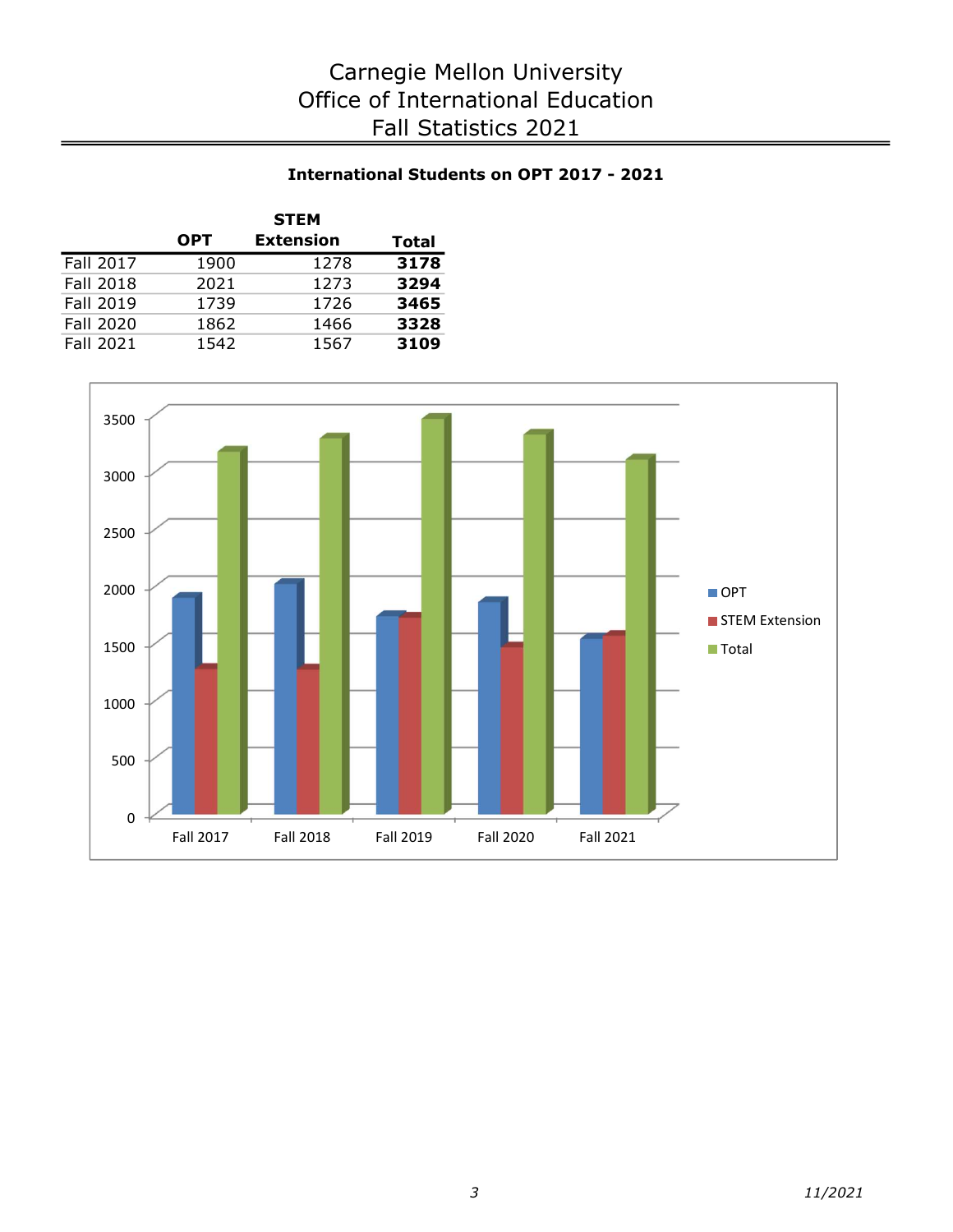# Carnegie Mellon University
# Office of International Education
# Fall Statistics 2021

## International Students on OPT 2017 - 2021

| | OPT | STEM Extension | Total |
|---|---|---|---|
| Fall 2017 | 1900 | 1278 | **3178** |
| Fall 2018 | 2021 | 1273 | **3294** |
| Fall 2019 | 1739 | 1726 | **3465** |
| Fall 2020 | 1862 | 1466 | **3328** |
| Fall 2021 | 1542 | 1567 | **3109** |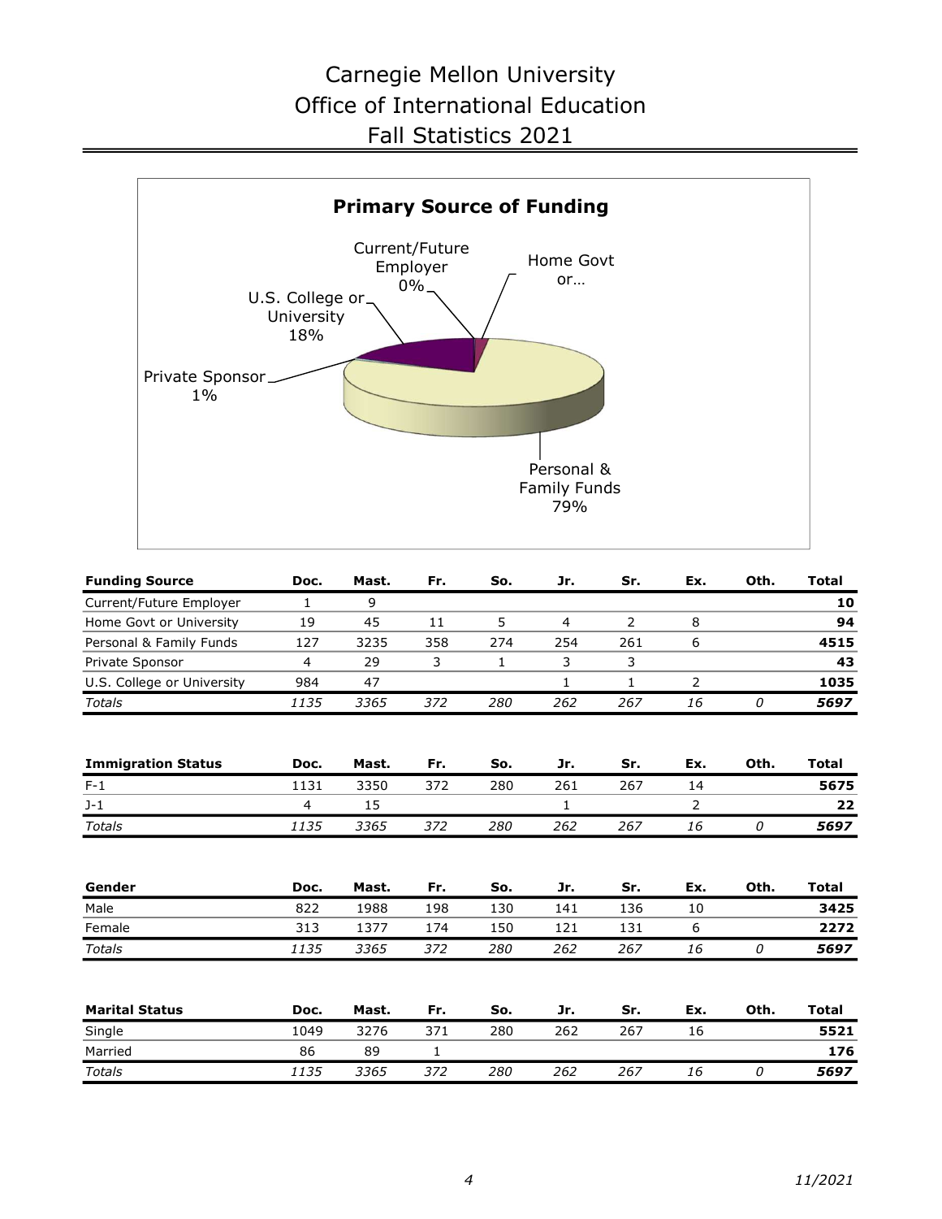# Carnegie Mellon University
# Office of International Education
# Fall Statistics 2021

**Primary Source of Funding**

Current/Future Employer 0%
Home Govt or…
U.S. College or University 18%
Private Sponsor 1%
Personal & Family Funds 79%

| **Funding Source** | **Doc.** | **Mast.** | **Fr.** | **So.** | **Jr.** | **Sr.** | **Ex.** | **Oth.** | **Total** |
|---|---|---|---|---|---|---|---|---|---|
| Current/Future Employer | 1 | 9 | | | | | | | **10** |
| Home Govt or University | 19 | 45 | 11 | 5 | 4 | 2 | 8 | | **94** |
| Personal & Family Funds | 127 | 3235 | 358 | 274 | 254 | 261 | 6 | | **4515** |
| Private Sponsor | 4 | 29 | 3 | 1 | 3 | 3 | | | **43** |
| U.S. College or University | 984 | 47 | | | 1 | 1 | 2 | | **1035** |
| *Totals* | *1135* | *3365* | *372* | *280* | *262* | *267* | *16* | *0* | ***5697*** |

| **Immigration Status** | **Doc.** | **Mast.** | **Fr.** | **So.** | **Jr.** | **Sr.** | **Ex.** | **Oth.** | **Total** |
|---|---|---|---|---|---|---|---|---|---|
| F-1 | 1131 | 3350 | 372 | 280 | 261 | 267 | 14 | | **5675** |
| J-1 | 4 | 15 | | | 1 | | 2 | | **22** |
| *Totals* | *1135* | *3365* | *372* | *280* | *262* | *267* | *16* | *0* | ***5697*** |

| **Gender** | **Doc.** | **Mast.** | **Fr.** | **So.** | **Jr.** | **Sr.** | **Ex.** | **Oth.** | **Total** |
|---|---|---|---|---|---|---|---|---|---|
| Male | 822 | 1988 | 198 | 130 | 141 | 136 | 10 | | **3425** |
| Female | 313 | 1377 | 174 | 150 | 121 | 131 | 6 | | **2272** |
| *Totals* | *1135* | *3365* | *372* | *280* | *262* | *267* | *16* | *0* | ***5697*** |

| **Marital Status** | **Doc.** | **Mast.** | **Fr.** | **So.** | **Jr.** | **Sr.** | **Ex.** | **Oth.** | **Total** |
|---|---|---|---|---|---|---|---|---|---|
| Single | 1049 | 3276 | 371 | 280 | 262 | 267 | 16 | | **5521** |
| Married | 86 | 89 | 1 | | | | | | **176** |
| *Totals* | *1135* | *3365* | *372* | *280* | *262* | *267* | *16* | *0* | ***5697*** |

*11/2021*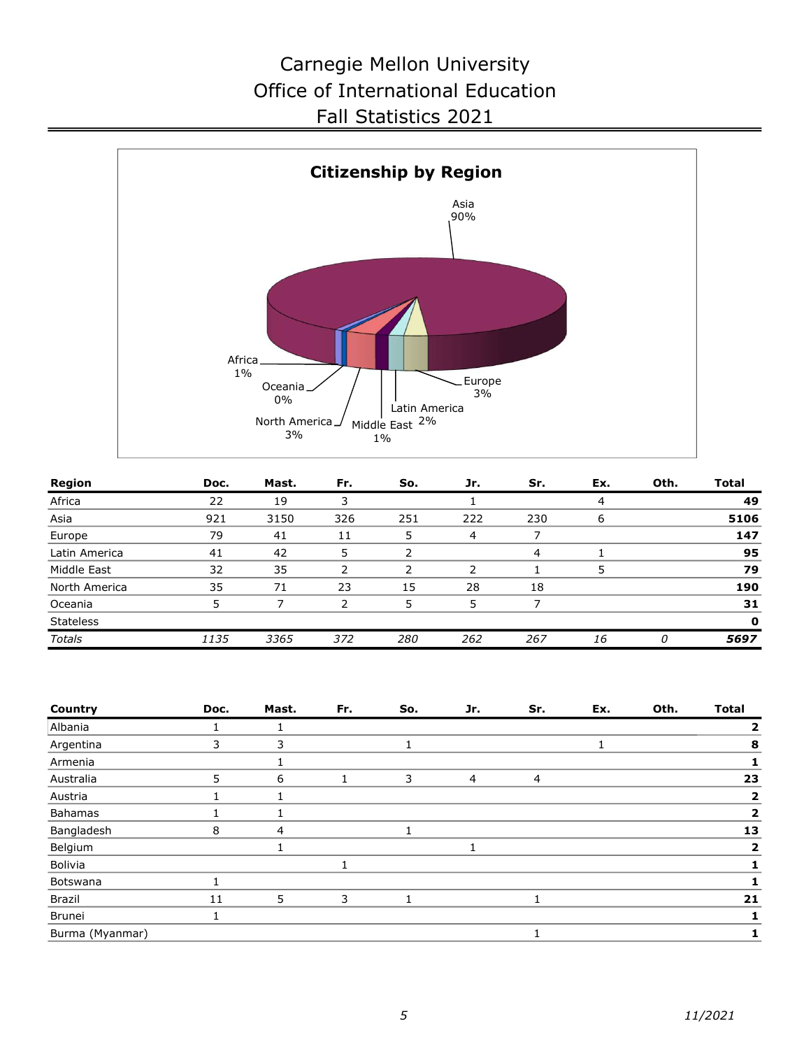# Carnegie Mellon University
# Office of International Education
# Fall Statistics 2021

**Citizenship by Region**

Asia 90%

Africa 1%

Oceania 0%

North America 3%

Middle East 1%

Latin America 2%

Europe 3%

| Region | Doc. | Mast. | Fr. | So. | Jr. | Sr. | Ex. | Oth. | Total |
|---|---|---|---|---|---|---|---|---|---|
| Africa | 22 | 19 | 3 | | 1 | | 4 | | **49** |
| Asia | 921 | 3150 | 326 | 251 | 222 | 230 | 6 | | **5106** |
| Europe | 79 | 41 | 11 | 5 | 4 | 7 | | | **147** |
| Latin America | 41 | 42 | 5 | 2 | | 4 | 1 | | **95** |
| Middle East | 32 | 35 | 2 | 2 | 2 | 1 | 5 | | **79** |
| North America | 35 | 71 | 23 | 15 | 28 | 18 | | | **190** |
| Oceania | 5 | 7 | 2 | 5 | 5 | 7 | | | **31** |
| Stateless | | | | | | | | | **0** |
| *Totals* | *1135* | *3365* | *372* | *280* | *262* | *267* | *16* | *0* | ***5697*** |

| Country | Doc. | Mast. | Fr. | So. | Jr. | Sr. | Ex. | Oth. | Total |
|---|---|---|---|---|---|---|---|---|---|
| Albania | 1 | 1 | | | | | | | **2** |
| Argentina | 3 | 3 | | 1 | | | 1 | | **8** |
| Armenia | | 1 | | | | | | | **1** |
| Australia | 5 | 6 | 1 | 3 | 4 | 4 | | | **23** |
| Austria | 1 | 1 | | | | | | | **2** |
| Bahamas | 1 | 1 | | | | | | | **2** |
| Bangladesh | 8 | 4 | | 1 | | | | | **13** |
| Belgium | | 1 | | | 1 | | | | **2** |
| Bolivia | | | 1 | | | | | | **1** |
| Botswana | 1 | | | | | | | | **1** |
| Brazil | 11 | 5 | 3 | 1 | | 1 | | | **21** |
| Brunei | 1 | | | | | | | | **1** |
| Burma (Myanmar) | | | | | | 1 | | | **1** |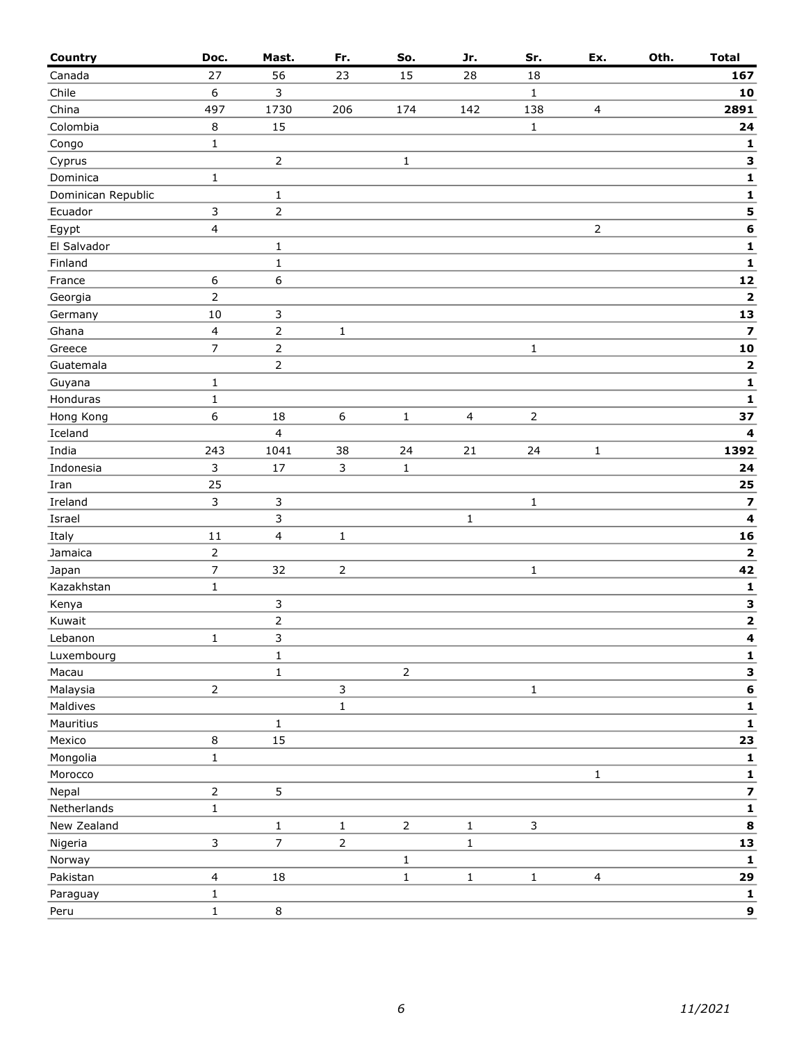| Country | Doc. | Mast. | Fr. | So. | Jr. | Sr. | Ex. | Oth. | Total |
|---|---|---|---|---|---|---|---|---|---|
| Canada | 27 | 56 | 23 | 15 | 28 | 18 | | | **167** |
| Chile | 6 | 3 | | | | 1 | | | **10** |
| China | 497 | 1730 | 206 | 174 | 142 | 138 | 4 | | **2891** |
| Colombia | 8 | 15 | | | | 1 | | | **24** |
| Congo | 1 | | | | | | | | **1** |
| Cyprus | | 2 | | 1 | | | | | **3** |
| Dominica | 1 | | | | | | | | **1** |
| Dominican Republic | | 1 | | | | | | | **1** |
| Ecuador | 3 | 2 | | | | | | | **5** |
| Egypt | 4 | | | | | | 2 | | **6** |
| El Salvador | | 1 | | | | | | | **1** |
| Finland | | 1 | | | | | | | **1** |
| France | 6 | 6 | | | | | | | **12** |
| Georgia | 2 | | | | | | | | **2** |
| Germany | 10 | 3 | | | | | | | **13** |
| Ghana | 4 | 2 | 1 | | | | | | **7** |
| Greece | 7 | 2 | | | | 1 | | | **10** |
| Guatemala | | 2 | | | | | | | **2** |
| Guyana | 1 | | | | | | | | **1** |
| Honduras | 1 | | | | | | | | **1** |
| Hong Kong | 6 | 18 | 6 | 1 | 4 | 2 | | | **37** |
| Iceland | | 4 | | | | | | | **4** |
| India | 243 | 1041 | 38 | 24 | 21 | 24 | 1 | | **1392** |
| Indonesia | 3 | 17 | 3 | 1 | | | | | **24** |
| Iran | 25 | | | | | | | | **25** |
| Ireland | 3 | 3 | | | | 1 | | | **7** |
| Israel | | 3 | | | 1 | | | | **4** |
| Italy | 11 | 4 | 1 | | | | | | **16** |
| Jamaica | 2 | | | | | | | | **2** |
| Japan | 7 | 32 | 2 | | | 1 | | | **42** |
| Kazakhstan | 1 | | | | | | | | **1** |
| Kenya | | 3 | | | | | | | **3** |
| Kuwait | | 2 | | | | | | | **2** |
| Lebanon | 1 | 3 | | | | | | | **4** |
| Luxembourg | | 1 | | | | | | | **1** |
| Macau | | 1 | | 2 | | | | | **3** |
| Malaysia | 2 | | 3 | | | 1 | | | **6** |
| Maldives | | | 1 | | | | | | **1** |
| Mauritius | | 1 | | | | | | | **1** |
| Mexico | 8 | 15 | | | | | | | **23** |
| Mongolia | 1 | | | | | | | | **1** |
| Morocco | | | | | | | 1 | | **1** |
| Nepal | 2 | 5 | | | | | | | **7** |
| Netherlands | 1 | | | | | | | | **1** |
| New Zealand | | 1 | 1 | 2 | 1 | 3 | | | **8** |
| Nigeria | 3 | 7 | 2 | | 1 | | | | **13** |
| Norway | | | | 1 | | | | | **1** |
| Pakistan | 4 | 18 | | 1 | 1 | 1 | 4 | | **29** |
| Paraguay | 1 | | | | | | | | **1** |
| Peru | 1 | 8 | | | | | | | **9** |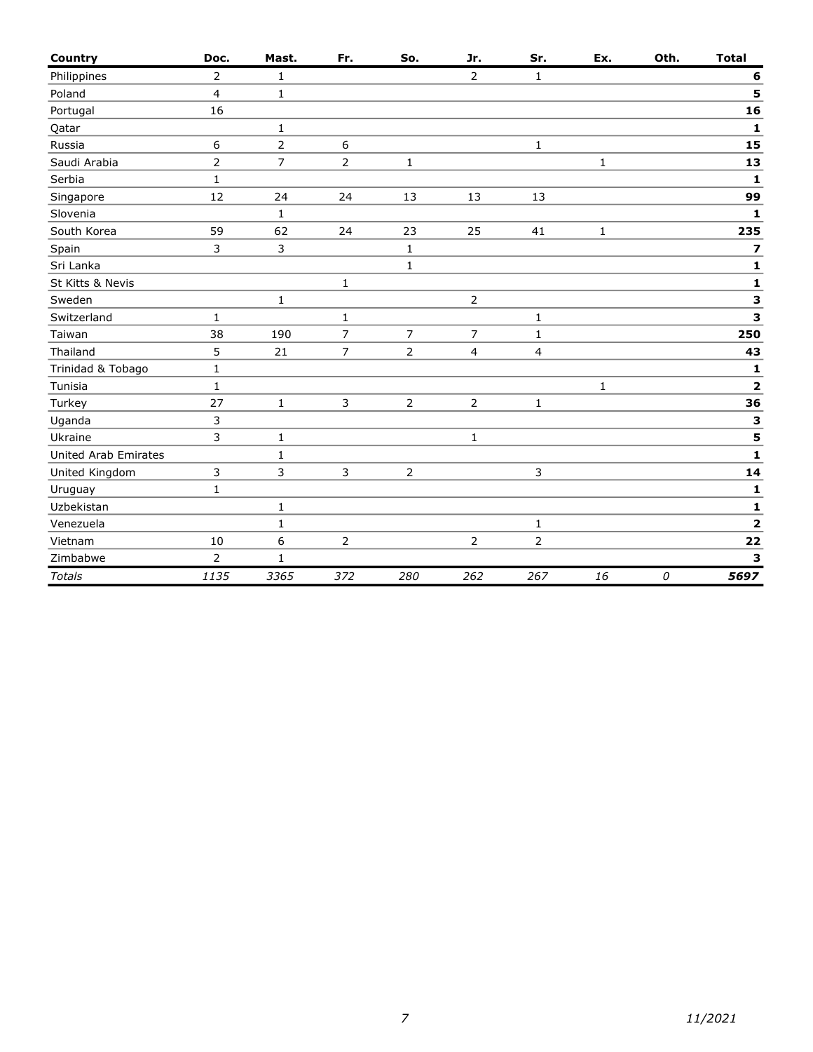| Country | Doc. | Mast. | Fr. | So. | Jr. | Sr. | Ex. | Oth. | Total |
|---|---|---|---|---|---|---|---|---|---|
| Philippines | 2 | 1 | | | 2 | 1 | | | **6** |
| Poland | 4 | 1 | | | | | | | **5** |
| Portugal | 16 | | | | | | | | **16** |
| Qatar | | 1 | | | | | | | **1** |
| Russia | 6 | 2 | 6 | | | 1 | | | **15** |
| Saudi Arabia | 2 | 7 | 2 | 1 | | | 1 | | **13** |
| Serbia | 1 | | | | | | | | **1** |
| Singapore | 12 | 24 | 24 | 13 | 13 | 13 | | | **99** |
| Slovenia | | 1 | | | | | | | **1** |
| South Korea | 59 | 62 | 24 | 23 | 25 | 41 | 1 | | **235** |
| Spain | 3 | 3 | | 1 | | | | | **7** |
| Sri Lanka | | | | 1 | | | | | **1** |
| St Kitts & Nevis | | | 1 | | | | | | **1** |
| Sweden | | 1 | | | 2 | | | | **3** |
| Switzerland | 1 | | 1 | | | 1 | | | **3** |
| Taiwan | 38 | 190 | 7 | 7 | 7 | 1 | | | **250** |
| Thailand | 5 | 21 | 7 | 2 | 4 | 4 | | | **43** |
| Trinidad & Tobago | 1 | | | | | | | | **1** |
| Tunisia | 1 | | | | | | 1 | | **2** |
| Turkey | 27 | 1 | 3 | 2 | 2 | 1 | | | **36** |
| Uganda | 3 | | | | | | | | **3** |
| Ukraine | 3 | 1 | | | 1 | | | | **5** |
| United Arab Emirates | | 1 | | | | | | | **1** |
| United Kingdom | 3 | 3 | 3 | 2 | | 3 | | | **14** |
| Uruguay | 1 | | | | | | | | **1** |
| Uzbekistan | | 1 | | | | | | | **1** |
| Venezuela | | 1 | | | | 1 | | | **2** |
| Vietnam | 10 | 6 | 2 | | 2 | 2 | | | **22** |
| Zimbabwe | 2 | 1 | | | | | | | **3** |
| *Totals* | *1135* | *3365* | *372* | *280* | *262* | *267* | *16* | *0* | ***5697*** |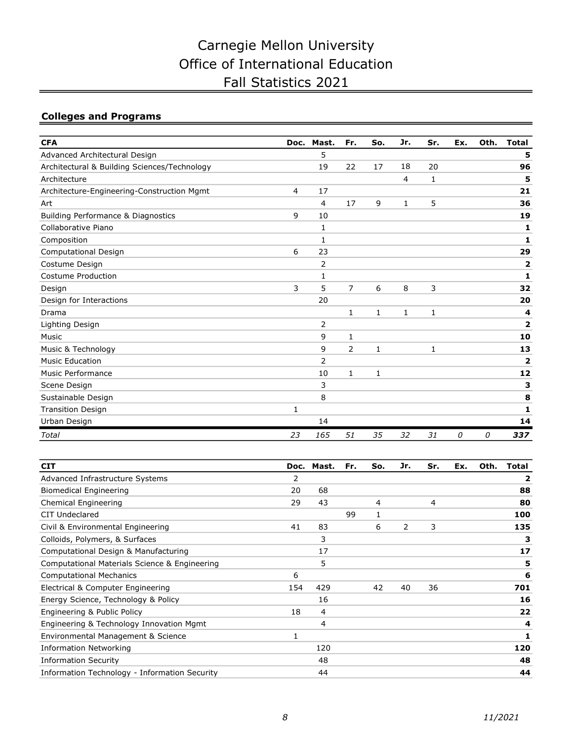# Carnegie Mellon University
# Office of International Education
# Fall Statistics 2021

## Colleges and Programs

| CFA | Doc. | Mast. | Fr. | So. | Jr. | Sr. | Ex. | Oth. | Total |
|---|---|---|---|---|---|---|---|---|---|
| Advanced Architectural Design | | 5 | | | | | | | **5** |
| Architectural & Building Sciences/Technology | | 19 | 22 | 17 | 18 | 20 | | | **96** |
| Architecture | | | | | 4 | 1 | | | **5** |
| Architecture-Engineering-Construction Mgmt | 4 | 17 | | | | | | | **21** |
| Art | | 4 | 17 | 9 | 1 | 5 | | | **36** |
| Building Performance & Diagnostics | 9 | 10 | | | | | | | **19** |
| Collaborative Piano | | 1 | | | | | | | **1** |
| Composition | | 1 | | | | | | | **1** |
| Computational Design | 6 | 23 | | | | | | | **29** |
| Costume Design | | 2 | | | | | | | **2** |
| Costume Production | | 1 | | | | | | | **1** |
| Design | 3 | 5 | 7 | 6 | 8 | 3 | | | **32** |
| Design for Interactions | | 20 | | | | | | | **20** |
| Drama | | | 1 | 1 | 1 | 1 | | | **4** |
| Lighting Design | | 2 | | | | | | | **2** |
| Music | | 9 | 1 | | | | | | **10** |
| Music & Technology | | 9 | 2 | 1 | | 1 | | | **13** |
| Music Education | | 2 | | | | | | | **2** |
| Music Performance | | 10 | 1 | 1 | | | | | **12** |
| Scene Design | | 3 | | | | | | | **3** |
| Sustainable Design | | 8 | | | | | | | **8** |
| Transition Design | 1 | | | | | | | | **1** |
| Urban Design | | 14 | | | | | | | **14** |
| *Total* | *23* | *165* | *51* | *35* | *32* | *31* | *0* | *0* | ***337*** |

| CIT | Doc. | Mast. | Fr. | So. | Jr. | Sr. | Ex. | Oth. | Total |
|---|---|---|---|---|---|---|---|---|---|
| Advanced Infrastructure Systems | 2 | | | | | | | | **2** |
| Biomedical Engineering | 20 | 68 | | | | | | | **88** |
| Chemical Engineering | 29 | 43 | | 4 | | 4 | | | **80** |
| CIT Undeclared | | | 99 | 1 | | | | | **100** |
| Civil & Environmental Engineering | 41 | 83 | | 6 | 2 | 3 | | | **135** |
| Colloids, Polymers, & Surfaces | | 3 | | | | | | | **3** |
| Computational Design & Manufacturing | | 17 | | | | | | | **17** |
| Computational Materials Science & Engineering | | 5 | | | | | | | **5** |
| Computational Mechanics | 6 | | | | | | | | **6** |
| Electrical & Computer Engineering | 154 | 429 | | 42 | 40 | 36 | | | **701** |
| Energy Science, Technology & Policy | | 16 | | | | | | | **16** |
| Engineering & Public Policy | 18 | 4 | | | | | | | **22** |
| Engineering & Technology Innovation Mgmt | | 4 | | | | | | | **4** |
| Environmental Management & Science | 1 | | | | | | | | **1** |
| Information Networking | | 120 | | | | | | | **120** |
| Information Security | | 48 | | | | | | | **48** |
| Information Technology - Information Security | | 44 | | | | | | | **44** |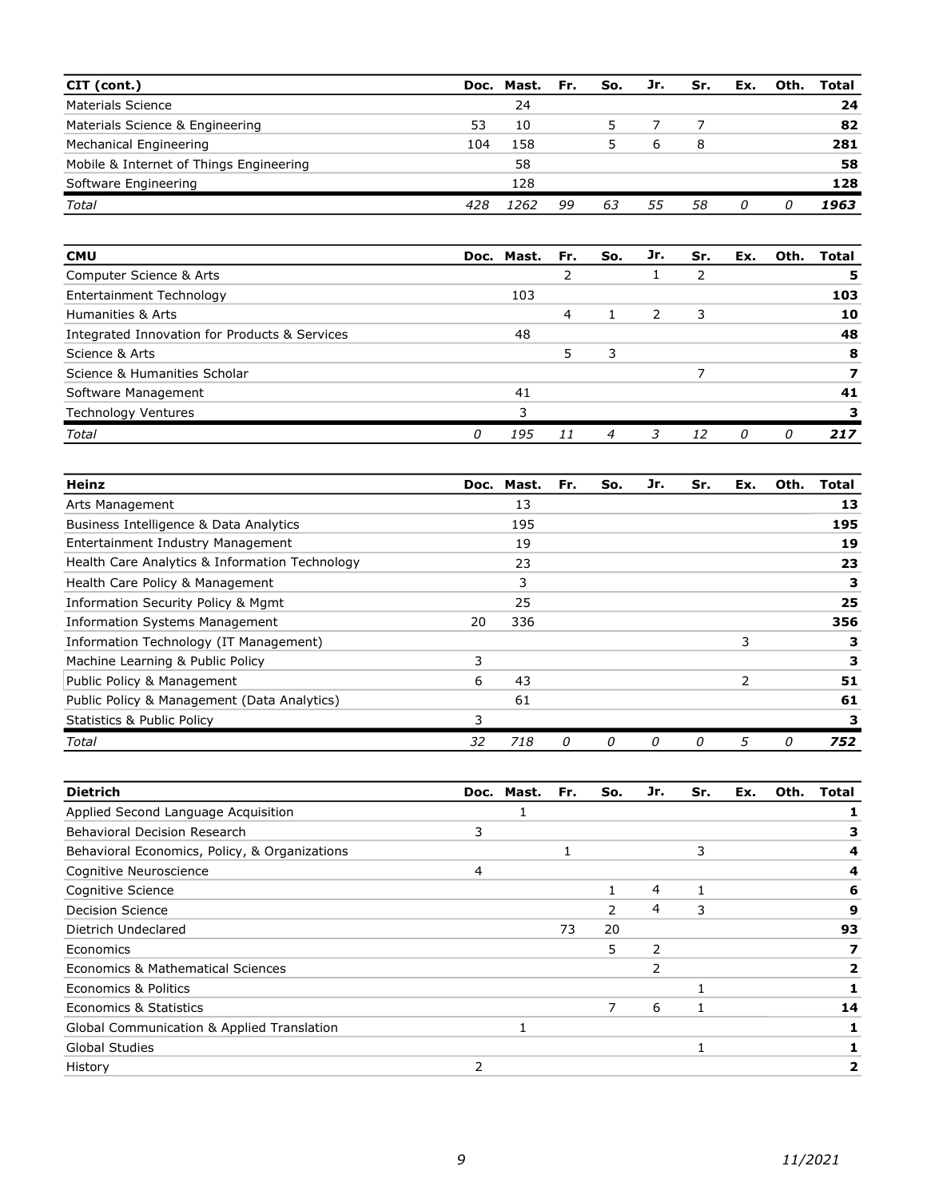| CIT (cont.) | Doc. | Mast. | Fr. | So. | Jr. | Sr. | Ex. | Oth. | Total |
|---|---|---|---|---|---|---|---|---|---|
| Materials Science | | 24 | | | | | | | **24** |
| Materials Science & Engineering | 53 | 10 | | 5 | 7 | 7 | | | **82** |
| Mechanical Engineering | 104 | 158 | | 5 | 6 | 8 | | | **281** |
| Mobile & Internet of Things Engineering | | 58 | | | | | | | **58** |
| Software Engineering | | 128 | | | | | | | **128** |
| *Total* | *428* | *1262* | *99* | *63* | *55* | *58* | *0* | *0* | ***1963*** |

| CMU | Doc. | Mast. | Fr. | So. | Jr. | Sr. | Ex. | Oth. | Total |
|---|---|---|---|---|---|---|---|---|---|
| Computer Science & Arts | | | 2 | | 1 | 2 | | | **5** |
| Entertainment Technology | | 103 | | | | | | | **103** |
| Humanities & Arts | | | 4 | 1 | 2 | 3 | | | **10** |
| Integrated Innovation for Products & Services | | 48 | | | | | | | **48** |
| Science & Arts | | | 5 | 3 | | | | | **8** |
| Science & Humanities Scholar | | | | | | 7 | | | **7** |
| Software Management | | 41 | | | | | | | **41** |
| Technology Ventures | | 3 | | | | | | | **3** |
| *Total* | *0* | *195* | *11* | *4* | *3* | *12* | *0* | *0* | ***217*** |

| Heinz | Doc. | Mast. | Fr. | So. | Jr. | Sr. | Ex. | Oth. | Total |
|---|---|---|---|---|---|---|---|---|---|
| Arts Management | | 13 | | | | | | | **13** |
| Business Intelligence & Data Analytics | | 195 | | | | | | | **195** |
| Entertainment Industry Management | | 19 | | | | | | | **19** |
| Health Care Analytics & Information Technology | | 23 | | | | | | | **23** |
| Health Care Policy & Management | | 3 | | | | | | | **3** |
| Information Security Policy & Mgmt | | 25 | | | | | | | **25** |
| Information Systems Management | 20 | 336 | | | | | | | **356** |
| Information Technology (IT Management) | | | | | | | 3 | | **3** |
| Machine Learning & Public Policy | 3 | | | | | | | | **3** |
| Public Policy & Management | 6 | 43 | | | | | 2 | | **51** |
| Public Policy & Management (Data Analytics) | | 61 | | | | | | | **61** |
| Statistics & Public Policy | 3 | | | | | | | | **3** |
| *Total* | *32* | *718* | *0* | *0* | *0* | *0* | *5* | *0* | ***752*** |

| Dietrich | Doc. | Mast. | Fr. | So. | Jr. | Sr. | Ex. | Oth. | Total |
|---|---|---|---|---|---|---|---|---|---|
| Applied Second Language Acquisition | | 1 | | | | | | | **1** |
| Behavioral Decision Research | 3 | | | | | | | | **3** |
| Behavioral Economics, Policy, & Organizations | | | 1 | | | 3 | | | **4** |
| Cognitive Neuroscience | 4 | | | | | | | | **4** |
| Cognitive Science | | | | 1 | 4 | 1 | | | **6** |
| Decision Science | | | | 2 | 4 | 3 | | | **9** |
| Dietrich Undeclared | | | 73 | 20 | | | | | **93** |
| Economics | | | | 5 | 2 | | | | **7** |
| Economics & Mathematical Sciences | | | | | 2 | | | | **2** |
| Economics & Politics | | | | | | 1 | | | **1** |
| Economics & Statistics | | | | 7 | 6 | 1 | | | **14** |
| Global Communication & Applied Translation | | 1 | | | | | | | **1** |
| Global Studies | | | | | | 1 | | | **1** |
| History | 2 | | | | | | | | **2** |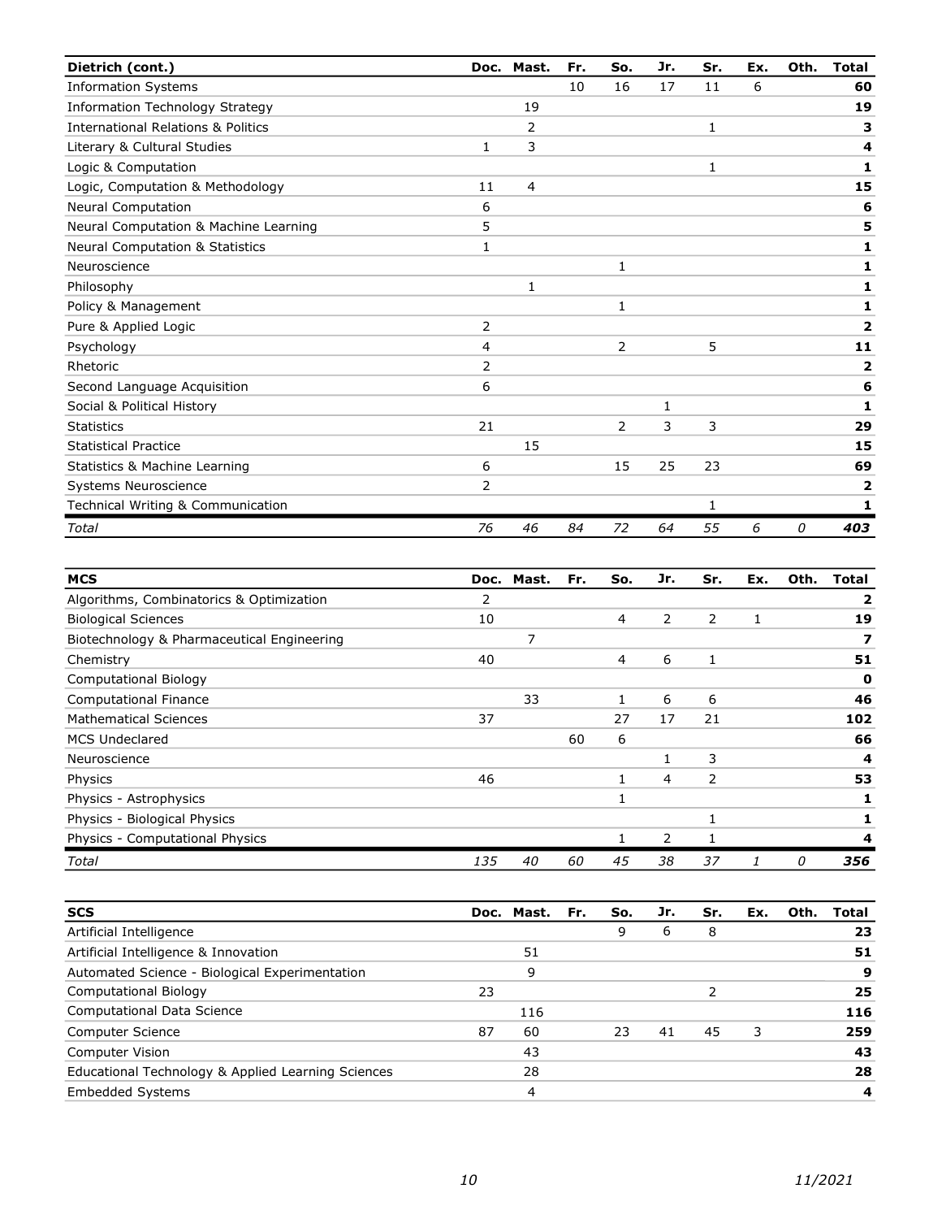| Dietrich (cont.) | Doc. | Mast. | Fr. | So. | Jr. | Sr. | Ex. | Oth. | Total |
|---|---|---|---|---|---|---|---|---|---|
| Information Systems | | | 10 | 16 | 17 | 11 | 6 | | **60** |
| Information Technology Strategy | | 19 | | | | | | | **19** |
| International Relations & Politics | | 2 | | | | 1 | | | **3** |
| Literary & Cultural Studies | 1 | 3 | | | | | | | **4** |
| Logic & Computation | | | | | | 1 | | | **1** |
| Logic, Computation & Methodology | 11 | 4 | | | | | | | **15** |
| Neural Computation | 6 | | | | | | | | **6** |
| Neural Computation & Machine Learning | 5 | | | | | | | | **5** |
| Neural Computation & Statistics | 1 | | | | | | | | **1** |
| Neuroscience | | | | 1 | | | | | **1** |
| Philosophy | | 1 | | | | | | | **1** |
| Policy & Management | | | | 1 | | | | | **1** |
| Pure & Applied Logic | 2 | | | | | | | | **2** |
| Psychology | 4 | | | 2 | | 5 | | | **11** |
| Rhetoric | 2 | | | | | | | | **2** |
| Second Language Acquisition | 6 | | | | | | | | **6** |
| Social & Political History | | | | | 1 | | | | **1** |
| Statistics | 21 | | | 2 | 3 | 3 | | | **29** |
| Statistical Practice | | 15 | | | | | | | **15** |
| Statistics & Machine Learning | 6 | | | 15 | 25 | 23 | | | **69** |
| Systems Neuroscience | 2 | | | | | | | | **2** |
| Technical Writing & Communication | | | | | | 1 | | | **1** |
| *Total* | *76* | *46* | *84* | *72* | *64* | *55* | *6* | *0* | ***403*** |

| MCS | Doc. | Mast. | Fr. | So. | Jr. | Sr. | Ex. | Oth. | Total |
|---|---|---|---|---|---|---|---|---|---|
| Algorithms, Combinatorics & Optimization | 2 | | | | | | | | **2** |
| Biological Sciences | 10 | | | 4 | 2 | 2 | 1 | | **19** |
| Biotechnology & Pharmaceutical Engineering | | 7 | | | | | | | **7** |
| Chemistry | 40 | | | 4 | 6 | 1 | | | **51** |
| Computational Biology | | | | | | | | | **0** |
| Computational Finance | | 33 | | 1 | 6 | 6 | | | **46** |
| Mathematical Sciences | 37 | | | 27 | 17 | 21 | | | **102** |
| MCS Undeclared | | | 60 | 6 | | | | | **66** |
| Neuroscience | | | | | 1 | 3 | | | **4** |
| Physics | 46 | | | 1 | 4 | 2 | | | **53** |
| Physics - Astrophysics | | | | 1 | | | | | **1** |
| Physics - Biological Physics | | | | | | 1 | | | **1** |
| Physics - Computational Physics | | | | 1 | 2 | 1 | | | **4** |
| *Total* | *135* | *40* | *60* | *45* | *38* | *37* | *1* | *0* | ***356*** |

| SCS | Doc. | Mast. | Fr. | So. | Jr. | Sr. | Ex. | Oth. | Total |
|---|---|---|---|---|---|---|---|---|---|
| Artificial Intelligence | | | | 9 | 6 | 8 | | | **23** |
| Artificial Intelligence & Innovation | | 51 | | | | | | | **51** |
| Automated Science - Biological Experimentation | | 9 | | | | | | | **9** |
| Computational Biology | 23 | | | | | 2 | | | **25** |
| Computational Data Science | | 116 | | | | | | | **116** |
| Computer Science | 87 | 60 | | 23 | 41 | 45 | 3 | | **259** |
| Computer Vision | | 43 | | | | | | | **43** |
| Educational Technology & Applied Learning Sciences | | 28 | | | | | | | **28** |
| Embedded Systems | | 4 | | | | | | | **4** |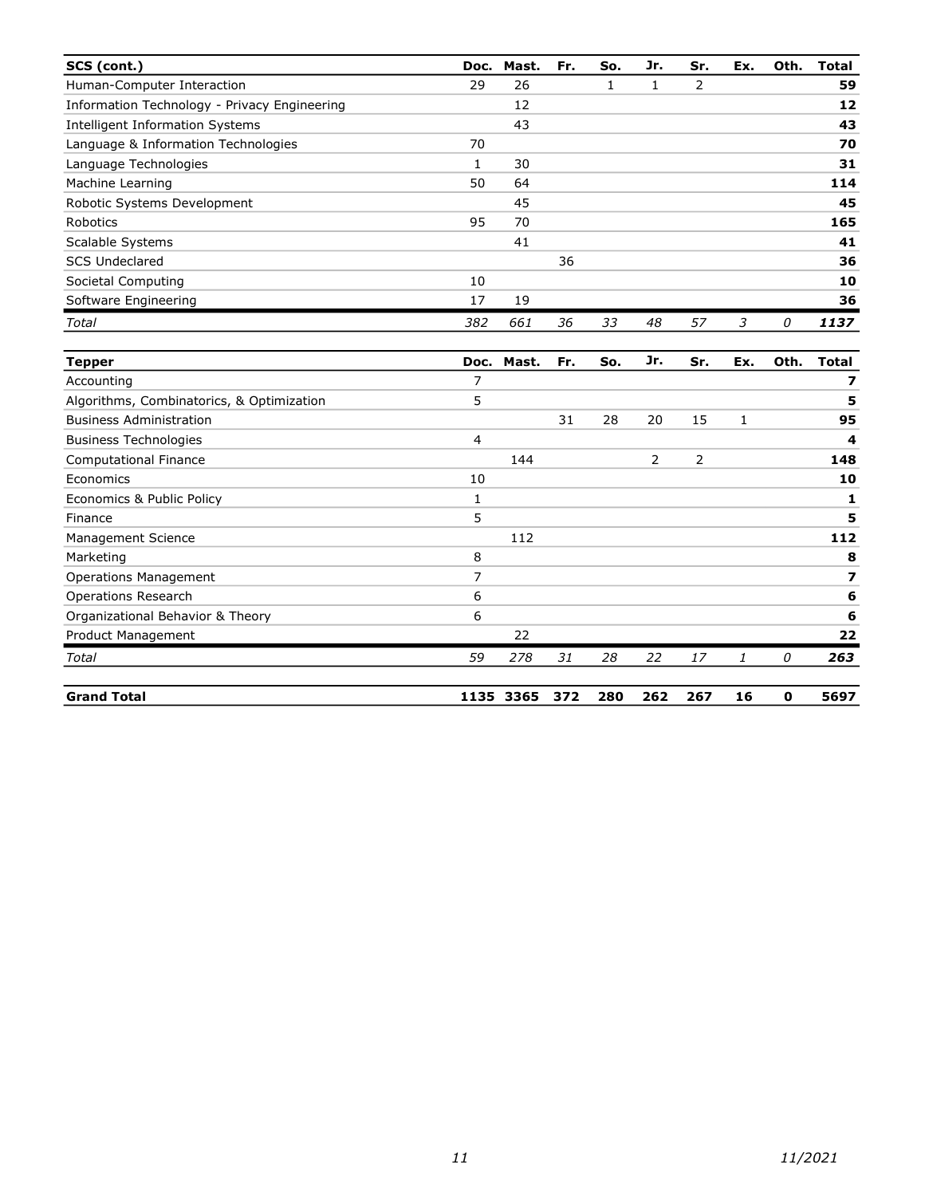| SCS (cont.) | Doc. | Mast. | Fr. | So. | Jr. | Sr. | Ex. | Oth. | Total |
|---|---|---|---|---|---|---|---|---|---|
| Human-Computer Interaction | 29 | 26 | | 1 | 1 | 2 | | | **59** |
| Information Technology - Privacy Engineering | | 12 | | | | | | | **12** |
| Intelligent Information Systems | | 43 | | | | | | | **43** |
| Language & Information Technologies | 70 | | | | | | | | **70** |
| Language Technologies | 1 | 30 | | | | | | | **31** |
| Machine Learning | 50 | 64 | | | | | | | **114** |
| Robotic Systems Development | | 45 | | | | | | | **45** |
| Robotics | 95 | 70 | | | | | | | **165** |
| Scalable Systems | | 41 | | | | | | | **41** |
| SCS Undeclared | | | 36 | | | | | | **36** |
| Societal Computing | 10 | | | | | | | | **10** |
| Software Engineering | 17 | 19 | | | | | | | **36** |
| *Total* | *382* | *661* | *36* | *33* | *48* | *57* | *3* | *0* | ***1137*** |

| Tepper | Doc. | Mast. | Fr. | So. | Jr. | Sr. | Ex. | Oth. | Total |
|---|---|---|---|---|---|---|---|---|---|
| Accounting | 7 | | | | | | | | **7** |
| Algorithms, Combinatorics, & Optimization | 5 | | | | | | | | **5** |
| Business Administration | | | 31 | 28 | 20 | 15 | 1 | | **95** |
| Business Technologies | 4 | | | | | | | | **4** |
| Computational Finance | | 144 | | | 2 | 2 | | | **148** |
| Economics | 10 | | | | | | | | **10** |
| Economics & Public Policy | 1 | | | | | | | | **1** |
| Finance | 5 | | | | | | | | **5** |
| Management Science | | 112 | | | | | | | **112** |
| Marketing | 8 | | | | | | | | **8** |
| Operations Management | 7 | | | | | | | | **7** |
| Operations Research | 6 | | | | | | | | **6** |
| Organizational Behavior & Theory | 6 | | | | | | | | **6** |
| Product Management | | 22 | | | | | | | **22** |
| *Total* | *59* | *278* | *31* | *28* | *22* | *17* | *1* | *0* | ***263*** |

| **Grand Total** | **1135** | **3365** | **372** | **280** | **262** | **267** | **16** | **0** | **5697** |
|---|---|---|---|---|---|---|---|---|---|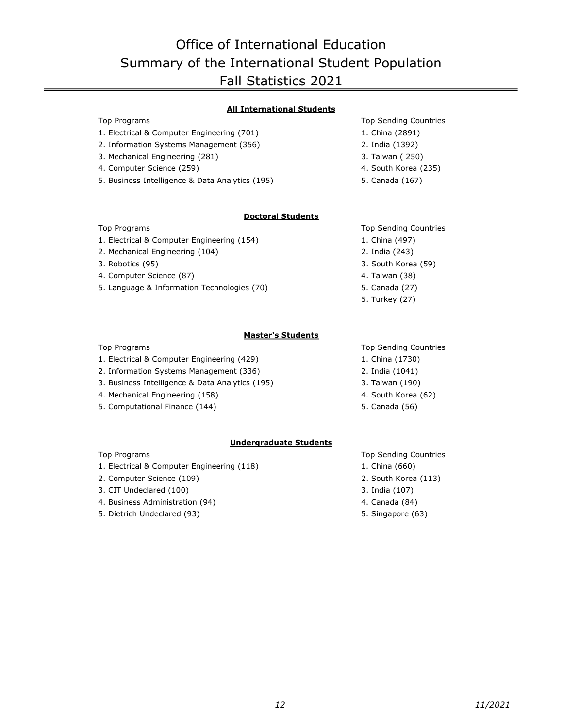# Office of International Education
# Summary of the International Student Population
# Fall Statistics 2021

## All International Students

| Top Programs | Top Sending Countries |
|---|---|
| 1. Electrical & Computer Engineering (701) | 1. China (2891) |
| 2. Information Systems Management (356) | 2. India (1392) |
| 3. Mechanical Engineering (281) | 3. Taiwan ( 250) |
| 4. Computer Science (259) | 4. South Korea (235) |
| 5. Business Intelligence & Data Analytics (195) | 5. Canada (167) |

## Doctoral Students

| Top Programs | Top Sending Countries |
|---|---|
| 1. Electrical & Computer Engineering (154) | 1. China (497) |
| 2. Mechanical Engineering (104) | 2. India (243) |
| 3. Robotics (95) | 3. South Korea (59) |
| 4. Computer Science (87) | 4. Taiwan (38) |
| 5. Language & Information Technologies (70) | 5. Canada (27) |
| | 5. Turkey (27) |

## Master's Students

| Top Programs | Top Sending Countries |
|---|---|
| 1. Electrical & Computer Engineering (429) | 1. China (1730) |
| 2. Information Systems Management (336) | 2. India (1041) |
| 3. Business Intelligence & Data Analytics (195) | 3. Taiwan (190) |
| 4. Mechanical Engineering (158) | 4. South Korea (62) |
| 5. Computational Finance (144) | 5. Canada (56) |

## Undergraduate Students

| Top Programs | Top Sending Countries |
|---|---|
| 1. Electrical & Computer Engineering (118) | 1. China (660) |
| 2. Computer Science (109) | 2. South Korea (113) |
| 3. CIT Undeclared (100) | 3. India (107) |
| 4. Business Administration (94) | 4. Canada (84) |
| 5. Dietrich Undeclared (93) | 5. Singapore (63) |